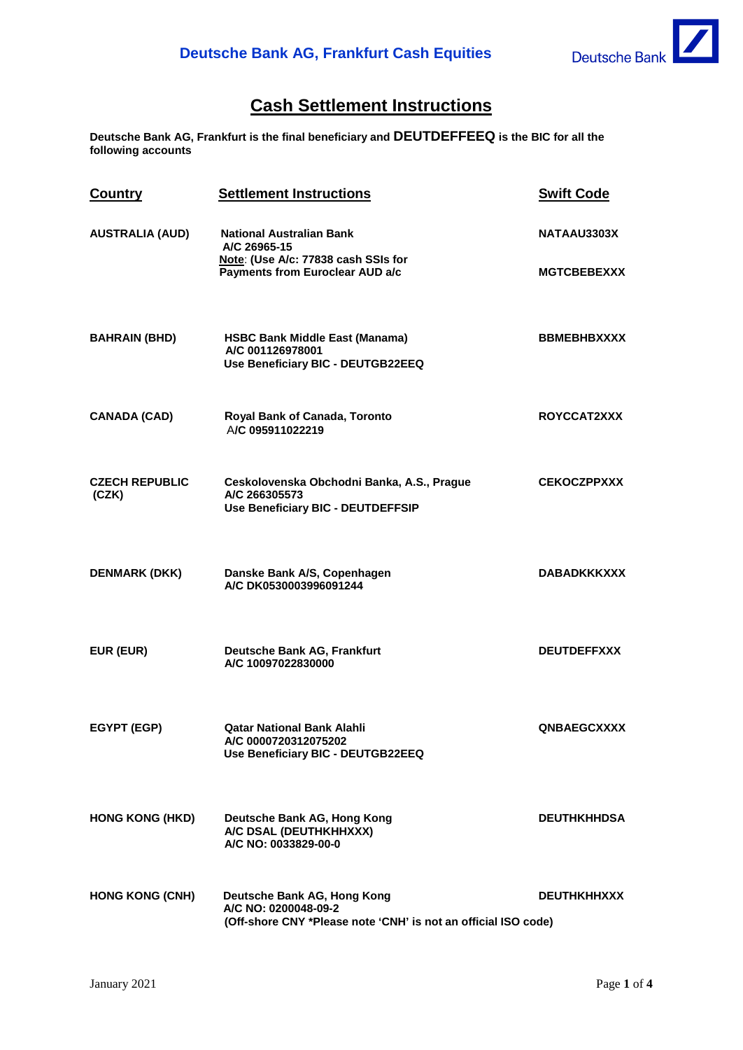# Cash Settlement Instructions

**Deutsche Bank AG, Frankfurt is the final beneficiary and DEUTDEFFEEQ is the BIC for all the following accounts**

| Country | Settlement Instructions | Swift Code |
|---|---|---|
| **AUSTRALIA (AUD)** | **National Australian Bank**<br>**A/C 26965-15**<br>**Note: (Use A/c: 77838 cash SSIs for Payments from Euroclear AUD a/c** | **NATAAU3303X**<br><br>**MGTCBEBEXXX** |
| **BAHRAIN (BHD)** | **HSBC Bank Middle East (Manama)**<br>**A/C 001126978001**<br>**Use Beneficiary BIC - DEUTGB22EEQ** | **BBMEBHBXXXX** |
| **CANADA (CAD)** | **Royal Bank of Canada, Toronto**<br>**A/C 095911022219** | **ROYCCAT2XXX** |
| **CZECH REPUBLIC (CZK)** | **Ceskolovenska Obchodni Banka, A.S., Prague**<br>**A/C 266305573**<br>**Use Beneficiary BIC - DEUTDEFFSIP** | **CEKOCZPPXXX** |
| **DENMARK (DKK)** | **Danske Bank A/S, Copenhagen**<br>**A/C DK0530003996091244** | **DABADKKKXXX** |
| **EUR (EUR)** | **Deutsche Bank AG, Frankfurt**<br>**A/C 10097022830000** | **DEUTDEFFXXX** |
| **EGYPT (EGP)** | **Qatar National Bank Alahli**<br>**A/C 0000720312075202**<br>**Use Beneficiary BIC - DEUTGB22EEQ** | **QNBAEGCXXXX** |
| **HONG KONG (HKD)** | **Deutsche Bank AG, Hong Kong**<br>**A/C DSAL (DEUTHKHHXXX)**<br>**A/C NO: 0033829-00-0** | **DEUTHKHHDSA** |
| **HONG KONG (CNH)** | **Deutsche Bank AG, Hong Kong**<br>**A/C NO: 0200048-09-2**<br>**(Off-shore CNY *Please note 'CNH' is not an official ISO code)** | **DEUTHKHHXXX** |

January 2021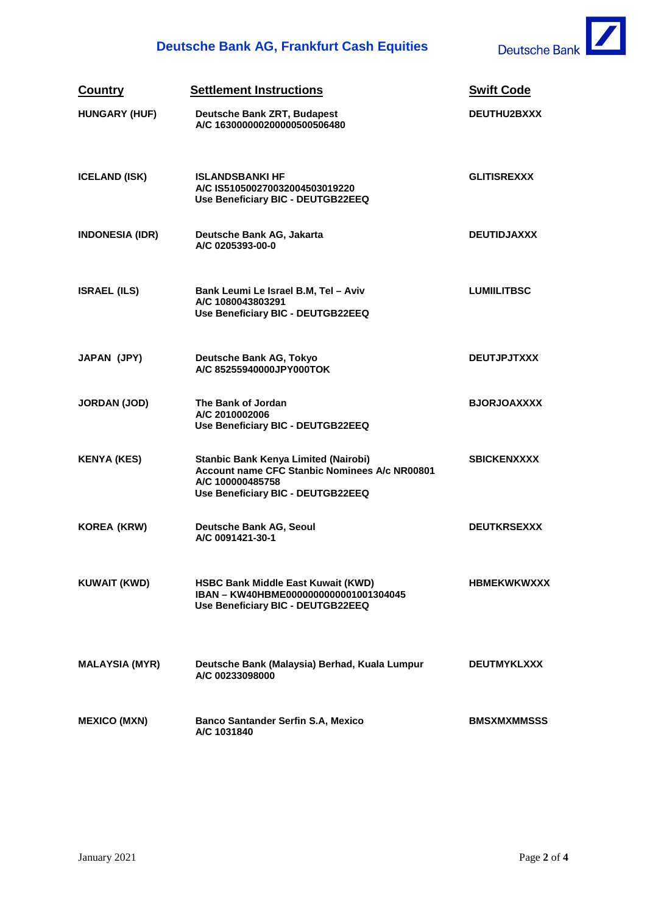# Deutsche Bank AG, Frankfurt Cash Equities

| Country | Settlement Instructions | Swift Code |
|---|---|---|
| HUNGARY (HUF) | Deutsche Bank ZRT, Budapest<br>A/C 16300000020000050050648​0 | DEUTHU2BXXX |
| ICELAND (ISK) | ISLANDSBANKI HF<br>A/C IS510500270032004503019220<br>Use Beneficiary BIC - DEUTGB22EEQ | GLITISREXXX |
| INDONESIA (IDR) | Deutsche Bank AG, Jakarta<br>A/C 0205393-00-0 | DEUTIDJAXXX |
| ISRAEL (ILS) | Bank Leumi Le Israel B.M, Tel – Aviv<br>A/C 1080043803291<br>Use Beneficiary BIC - DEUTGB22EEQ | LUMIILITBSC |
| JAPAN (JPY) | Deutsche Bank AG, Tokyo<br>A/C 85255940000JPY000TOK | DEUTJPJTXXX |
| JORDAN (JOD) | The Bank of Jordan<br>A/C 2010002006<br>Use Beneficiary BIC - DEUTGB22EEQ | BJORJOAXXXX |
| KENYA (KES) | Stanbic Bank Kenya Limited (Nairobi)<br>Account name CFC Stanbic Nominees A/c NR00801<br>A/C 100000485758<br>Use Beneficiary BIC - DEUTGB22EEQ | SBICKENXXXX |
| KOREA (KRW) | Deutsche Bank AG, Seoul<br>A/C 0091421-30-1 | DEUTKRSEXXX |
| KUWAIT (KWD) | HSBC Bank Middle East Kuwait (KWD)<br>IBAN – KW40HBME0000000000001001304045<br>Use Beneficiary BIC - DEUTGB22EEQ | HBMEKWKWXXX |
| MALAYSIA (MYR) | Deutsche Bank (Malaysia) Berhad, Kuala Lumpur<br>A/C 00233098000 | DEUTMYKLXXX |
| MEXICO (MXN) | Banco Santander Serfin S.A, Mexico<br>A/C 1031840 | BMSXMXMMSSS |

January 2021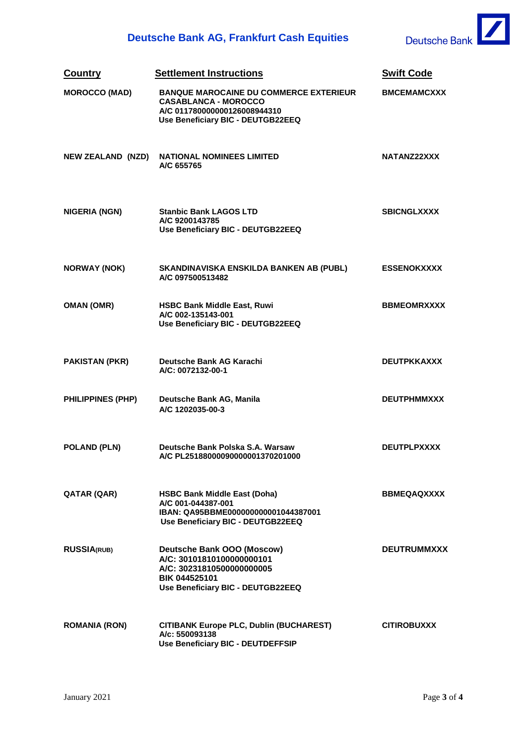## Deutsche Bank AG, Frankfurt Cash Equities

| Country | Settlement Instructions | Swift Code |
| --- | --- | --- |
| MOROCCO (MAD) | BANQUE MAROCAINE DU COMMERCE EXTERIEUR CASABLANCA - MOROCCO<br>A/C 011780000000126008944310<br>Use Beneficiary BIC - DEUTGB22EEQ | BMCEMAMCXXX |
| NEW ZEALAND (NZD) | NATIONAL NOMINEES LIMITED<br>A/C 655765 | NATANZ22XXX |
| NIGERIA (NGN) | Stanbic Bank LAGOS LTD<br>A/C 9200143785<br>Use Beneficiary BIC - DEUTGB22EEQ | SBICNGLXXXX |
| NORWAY (NOK) | SKANDINAVISKA ENSKILDA BANKEN AB (PUBL)<br>A/C 097500513482 | ESSENOKXXXX |
| OMAN (OMR) | HSBC Bank Middle East, Ruwi<br>A/C 002-135143-001<br>Use Beneficiary BIC - DEUTGB22EEQ | BBMEOMRXXXX |
| PAKISTAN (PKR) | Deutsche Bank AG Karachi<br>A/C: 0072132-00-1 | DEUTPKKAXXX |
| PHILIPPINES (PHP) | Deutsche Bank AG, Manila<br>A/C 1202035-00-3 | DEUTPHMMXXX |
| POLAND (PLN) | Deutsche Bank Polska S.A. Warsaw<br>A/C PL25188000090000001370201000 | DEUTPLPXXXX |
| QATAR (QAR) | HSBC Bank Middle East (Doha)<br>A/C 001-044387-001<br>IBAN: QA95BBME000000000001044387001<br>Use Beneficiary BIC - DEUTGB22EEQ | BBMEQAQXXXX |
| RUSSIA(RUB) | Deutsche Bank OOO (Moscow)<br>A/C: 30101810100000000101<br>A/C: 30231810500000000005<br>BIK 044525101<br>Use Beneficiary BIC - DEUTGB22EEQ | DEUTRUMMXXX |
| ROMANIA (RON) | CITIBANK Europe PLC, Dublin (BUCHAREST)<br>A/c: 550093138<br>Use Beneficiary BIC - DEUTDEFFSIP | CITIROBUXXX |

January 2021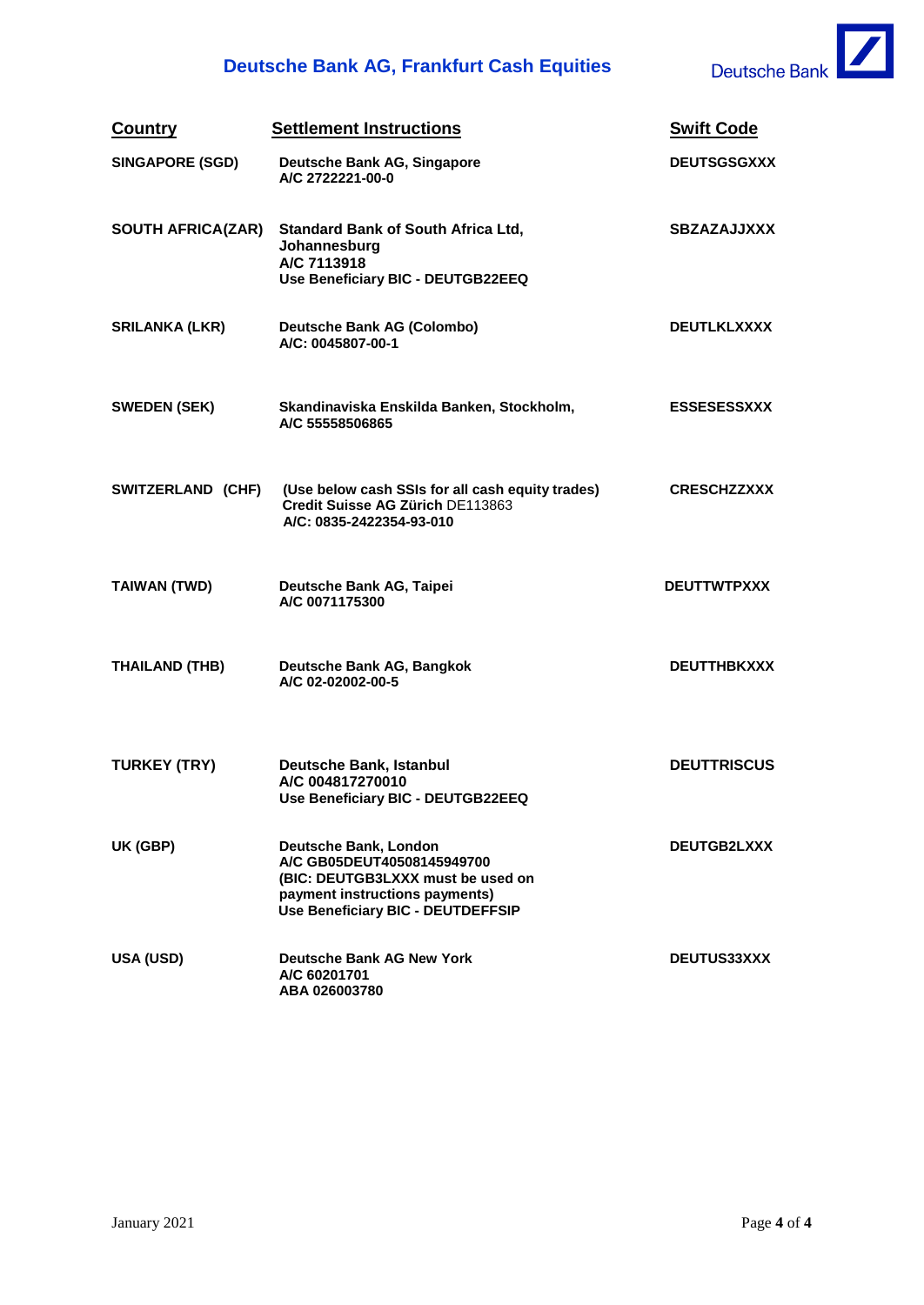## Deutsche Bank AG, Frankfurt Cash Equities

| Country | Settlement Instructions | Swift Code |
|---|---|---|
| SINGAPORE (SGD) | Deutsche Bank AG, Singapore<br>A/C 2722221-00-0 | DEUTSGSGXXX |
| SOUTH AFRICA(ZAR) | Standard Bank of South Africa Ltd, Johannesburg<br>A/C 7113918<br>Use Beneficiary BIC - DEUTGB22EEQ | SBZAZAJJXXX |
| SRILANKA (LKR) | Deutsche Bank AG (Colombo)<br>A/C: 0045807-00-1 | DEUTLKLXXXX |
| SWEDEN (SEK) | Skandinaviska Enskilda Banken, Stockholm,<br>A/C 55558506865 | ESSESESSXXX |
| SWITZERLAND (CHF) | (Use below cash SSIs for all cash equity trades)<br>Credit Suisse AG Zürich DE113863<br>A/C: 0835-2422354-93-010 | CRESCHZZXXX |
| TAIWAN (TWD) | Deutsche Bank AG, Taipei<br>A/C 0071175300 | DEUTTWTPXXX |
| THAILAND (THB) | Deutsche Bank AG, Bangkok<br>A/C 02-02002-00-5 | DEUTTHBKXXX |
| TURKEY (TRY) | Deutsche Bank, Istanbul<br>A/C 004817270010<br>Use Beneficiary BIC - DEUTGB22EEQ | DEUTTRISCUS |
| UK (GBP) | Deutsche Bank, London<br>A/C GB05DEUT40508145949700<br>(BIC: DEUTGB3LXXX must be used on payment instructions payments)<br>Use Beneficiary BIC - DEUTDEFFSIP | DEUTGB2LXXX |
| USA (USD) | Deutsche Bank AG New York<br>A/C 60201701<br>ABA 026003780 | DEUTUS33XXX |

January 2021